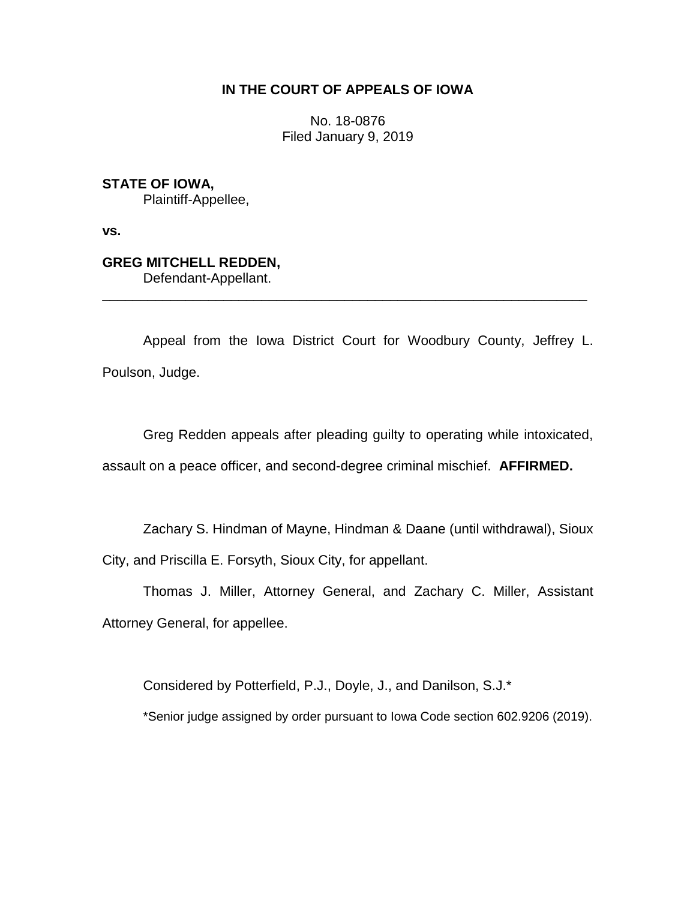**IN THE COURT OF APPEALS OF IOWA**

No. 18-0876
Filed January 9, 2019

**STATE OF IOWA,**
Plaintiff-Appellee,

**vs.**

**GREG MITCHELL REDDEN,**
Defendant-Appellant.

---

Appeal from the Iowa District Court for Woodbury County, Jeffrey L. Poulson, Judge.

Greg Redden appeals after pleading guilty to operating while intoxicated, assault on a peace officer, and second-degree criminal mischief. **AFFIRMED.**

Zachary S. Hindman of Mayne, Hindman & Daane (until withdrawal), Sioux City, and Priscilla E. Forsyth, Sioux City, for appellant.

Thomas J. Miller, Attorney General, and Zachary C. Miller, Assistant Attorney General, for appellee.

Considered by Potterfield, P.J., Doyle, J., and Danilson, S.J.*

*Senior judge assigned by order pursuant to Iowa Code section 602.9206 (2019).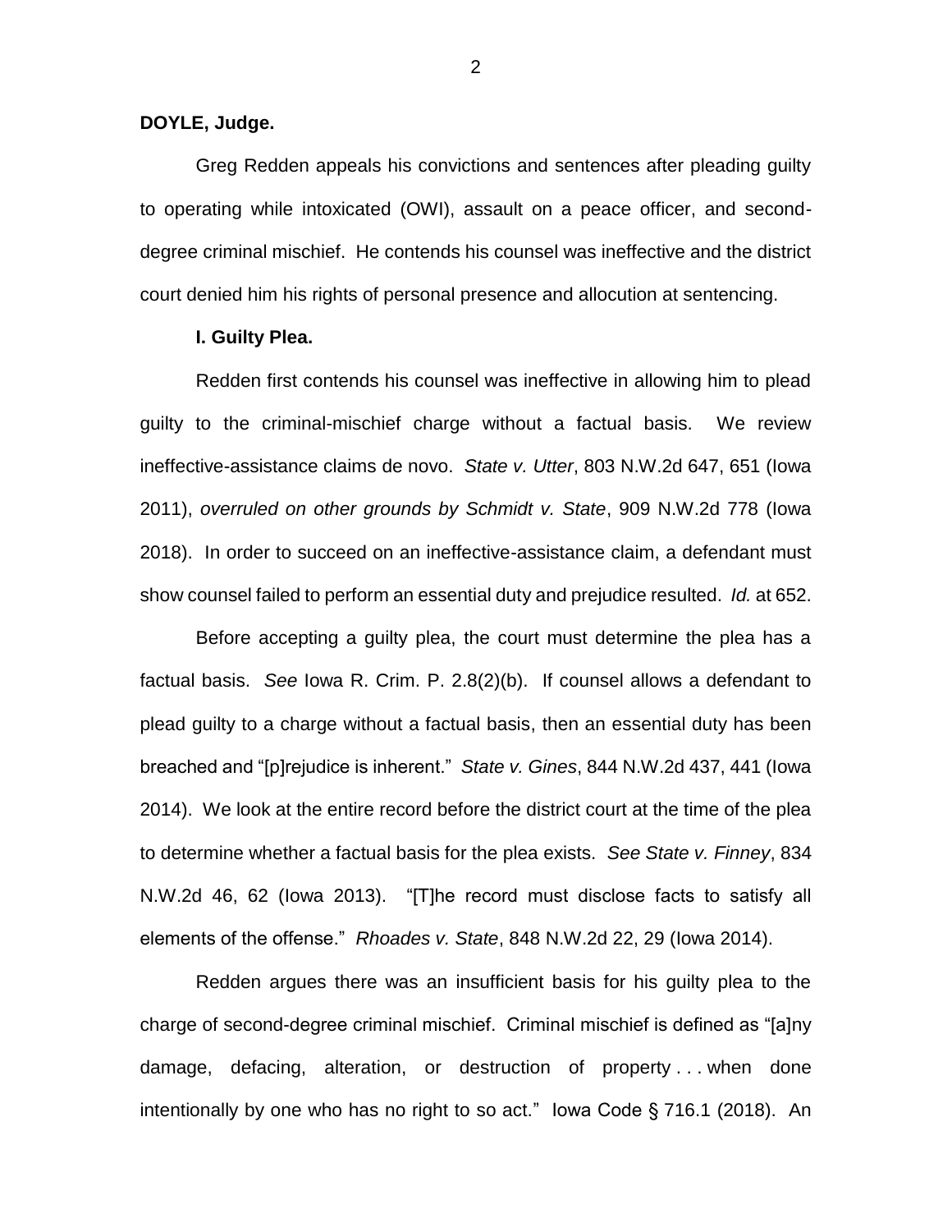**DOYLE, Judge.**

Greg Redden appeals his convictions and sentences after pleading guilty to operating while intoxicated (OWI), assault on a peace officer, and second-degree criminal mischief. He contends his counsel was ineffective and the district court denied him his rights of personal presence and allocution at sentencing.

**I. Guilty Plea.**

Redden first contends his counsel was ineffective in allowing him to plead guilty to the criminal-mischief charge without a factual basis. We review ineffective-assistance claims de novo. *State v. Utter*, 803 N.W.2d 647, 651 (Iowa 2011), *overruled on other grounds by Schmidt v. State*, 909 N.W.2d 778 (Iowa 2018). In order to succeed on an ineffective-assistance claim, a defendant must show counsel failed to perform an essential duty and prejudice resulted. *Id.* at 652.

Before accepting a guilty plea, the court must determine the plea has a factual basis. *See* Iowa R. Crim. P. 2.8(2)(b). If counsel allows a defendant to plead guilty to a charge without a factual basis, then an essential duty has been breached and "[p]rejudice is inherent." *State v. Gines*, 844 N.W.2d 437, 441 (Iowa 2014). We look at the entire record before the district court at the time of the plea to determine whether a factual basis for the plea exists. *See State v. Finney*, 834 N.W.2d 46, 62 (Iowa 2013). "[T]he record must disclose facts to satisfy all elements of the offense." *Rhoades v. State*, 848 N.W.2d 22, 29 (Iowa 2014).

Redden argues there was an insufficient basis for his guilty plea to the charge of second-degree criminal mischief. Criminal mischief is defined as "[a]ny damage, defacing, alteration, or destruction of property . . . when done intentionally by one who has no right to so act." Iowa Code § 716.1 (2018). An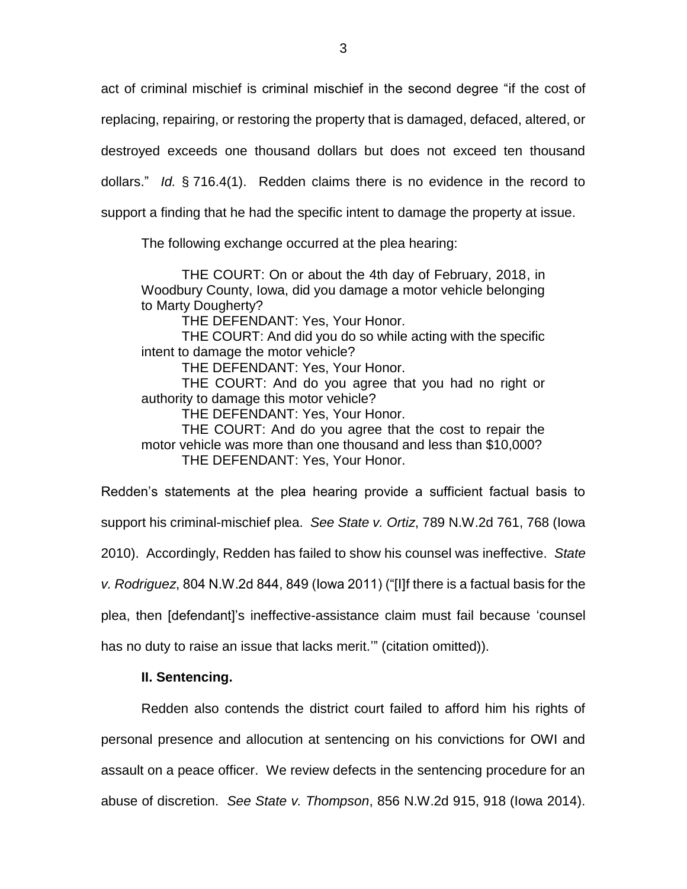act of criminal mischief is criminal mischief in the second degree "if the cost of replacing, repairing, or restoring the property that is damaged, defaced, altered, or destroyed exceeds one thousand dollars but does not exceed ten thousand dollars." *Id.* § 716.4(1). Redden claims there is no evidence in the record to support a finding that he had the specific intent to damage the property at issue.

The following exchange occurred at the plea hearing:

> THE COURT: On or about the 4th day of February, 2018, in Woodbury County, Iowa, did you damage a motor vehicle belonging to Marty Dougherty?
>
> THE DEFENDANT: Yes, Your Honor.
>
> THE COURT: And did you do so while acting with the specific intent to damage the motor vehicle?
>
> THE DEFENDANT: Yes, Your Honor.
>
> THE COURT: And do you agree that you had no right or authority to damage this motor vehicle?
>
> THE DEFENDANT: Yes, Your Honor.
>
> THE COURT: And do you agree that the cost to repair the motor vehicle was more than one thousand and less than $10,000?
>
> THE DEFENDANT: Yes, Your Honor.

Redden's statements at the plea hearing provide a sufficient factual basis to support his criminal-mischief plea. *See State v. Ortiz*, 789 N.W.2d 761, 768 (Iowa 2010). Accordingly, Redden has failed to show his counsel was ineffective. *State v. Rodriguez*, 804 N.W.2d 844, 849 (Iowa 2011) ("[I]f there is a factual basis for the plea, then [defendant]'s ineffective-assistance claim must fail because 'counsel has no duty to raise an issue that lacks merit.'" (citation omitted)).

### II. Sentencing.

Redden also contends the district court failed to afford him his rights of personal presence and allocution at sentencing on his convictions for OWI and assault on a peace officer. We review defects in the sentencing procedure for an abuse of discretion. *See State v. Thompson*, 856 N.W.2d 915, 918 (Iowa 2014).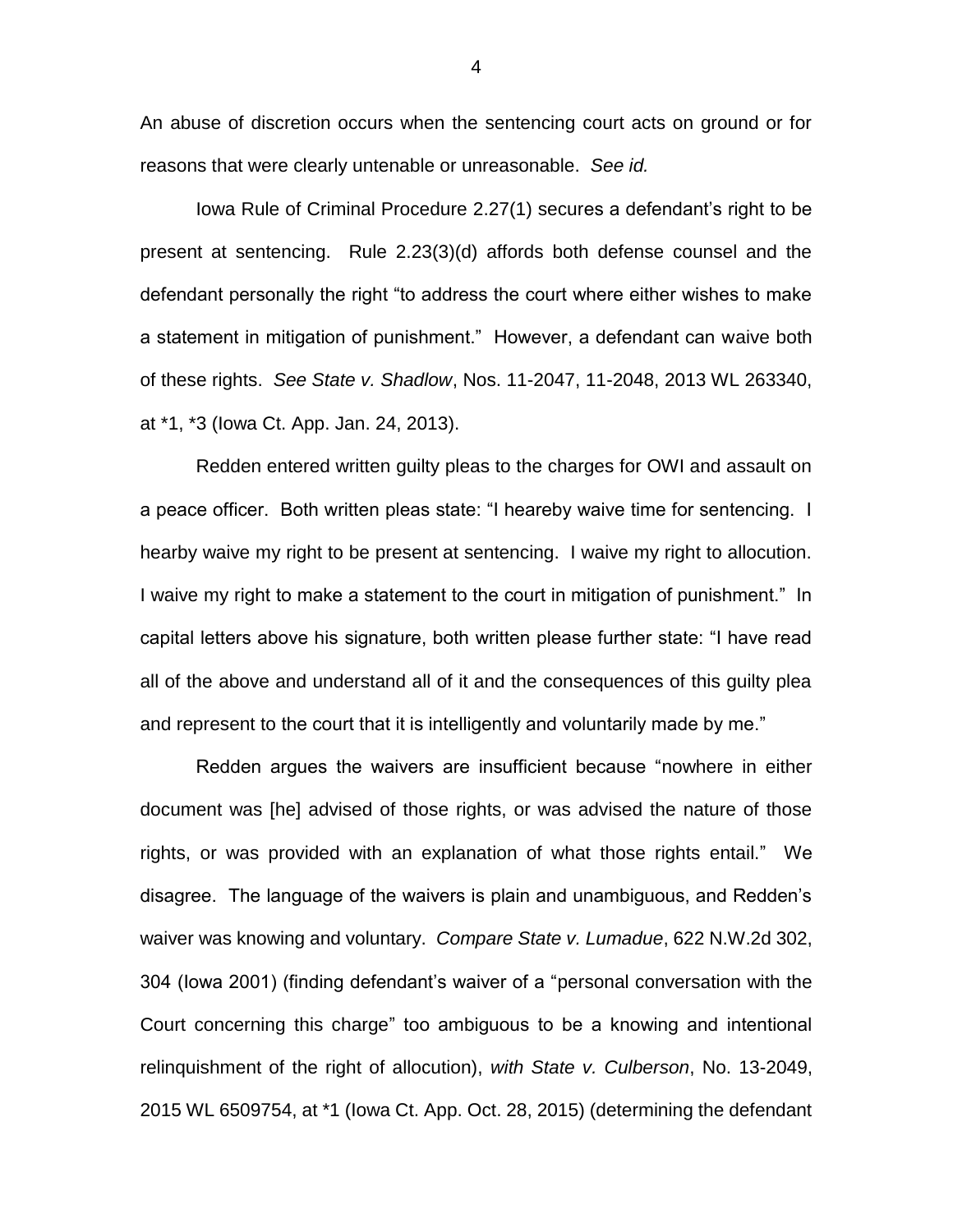An abuse of discretion occurs when the sentencing court acts on ground or for reasons that were clearly untenable or unreasonable. *See id.*

Iowa Rule of Criminal Procedure 2.27(1) secures a defendant's right to be present at sentencing. Rule 2.23(3)(d) affords both defense counsel and the defendant personally the right "to address the court where either wishes to make a statement in mitigation of punishment." However, a defendant can waive both of these rights. *See State v. Shadlow*, Nos. 11-2047, 11-2048, 2013 WL 263340, at *1, *3 (Iowa Ct. App. Jan. 24, 2013).

Redden entered written guilty pleas to the charges for OWI and assault on a peace officer. Both written pleas state: "I heareby waive time for sentencing. I hearby waive my right to be present at sentencing. I waive my right to allocution. I waive my right to make a statement to the court in mitigation of punishment." In capital letters above his signature, both written please further state: "I have read all of the above and understand all of it and the consequences of this guilty plea and represent to the court that it is intelligently and voluntarily made by me."

Redden argues the waivers are insufficient because "nowhere in either document was [he] advised of those rights, or was advised the nature of those rights, or was provided with an explanation of what those rights entail." We disagree. The language of the waivers is plain and unambiguous, and Redden's waiver was knowing and voluntary. *Compare State v. Lumadue*, 622 N.W.2d 302, 304 (Iowa 2001) (finding defendant's waiver of a "personal conversation with the Court concerning this charge" too ambiguous to be a knowing and intentional relinquishment of the right of allocution), *with State v. Culberson*, No. 13-2049, 2015 WL 6509754, at *1 (Iowa Ct. App. Oct. 28, 2015) (determining the defendant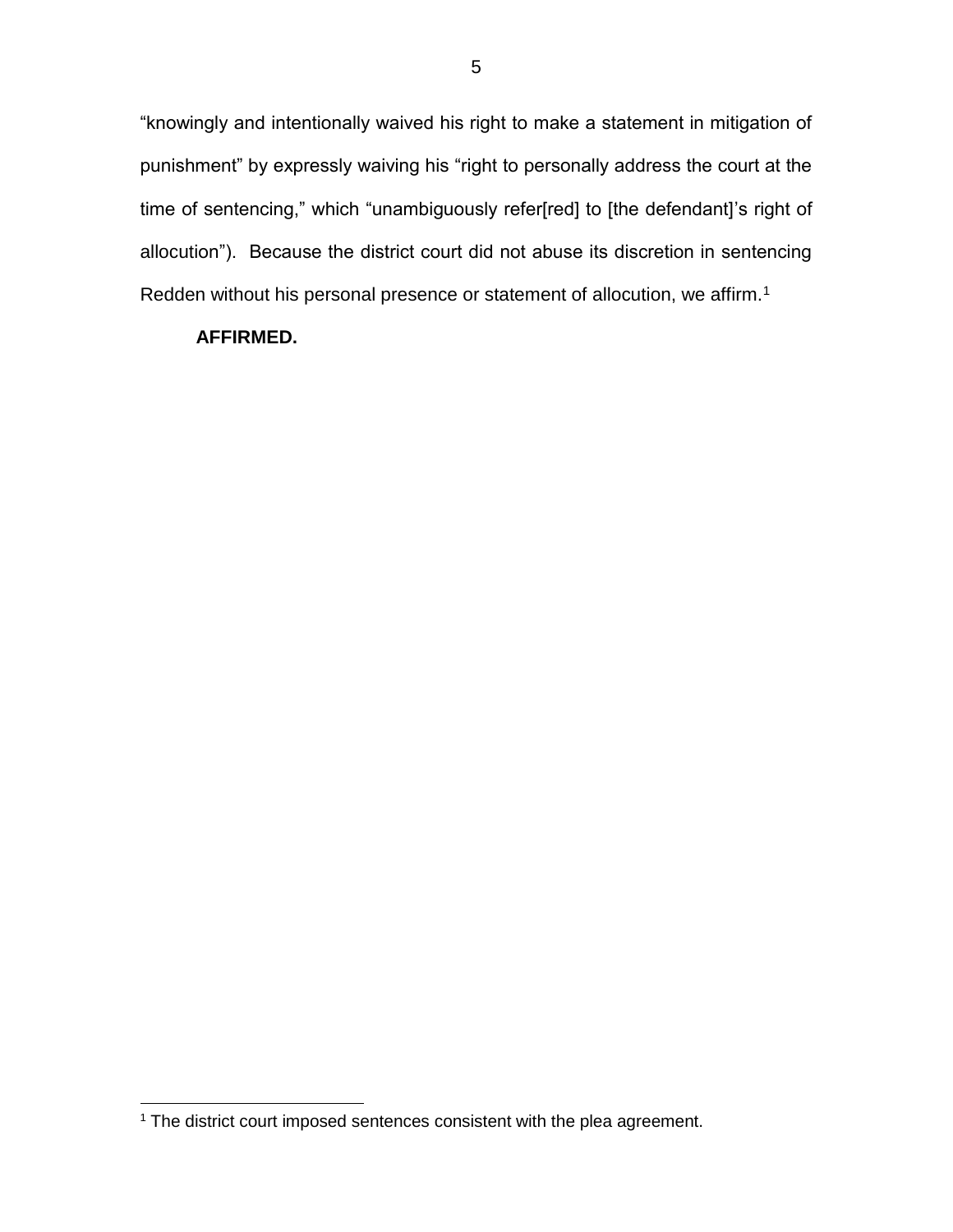"knowingly and intentionally waived his right to make a statement in mitigation of punishment" by expressly waiving his "right to personally address the court at the time of sentencing," which "unambiguously refer[red] to [the defendant]'s right of allocution"). Because the district court did not abuse its discretion in sentencing Redden without his personal presence or statement of allocution, we affirm.[1]

**AFFIRMED.**

---

[1] The district court imposed sentences consistent with the plea agreement.